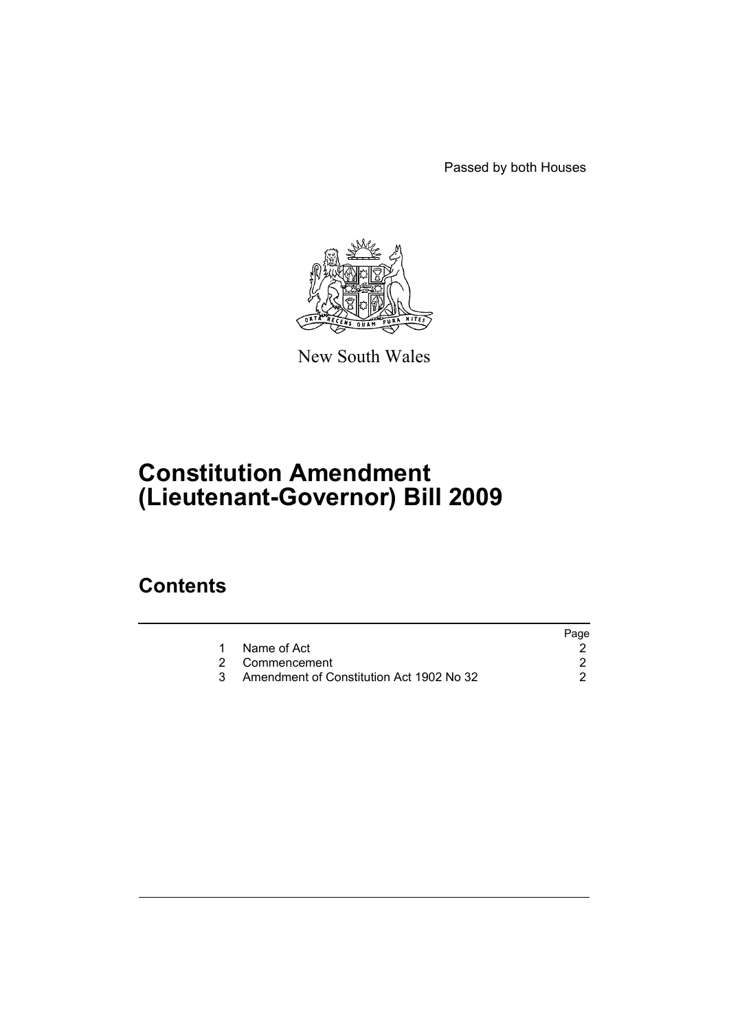Passed by both Houses

New South Wales

# Constitution Amendment (Lieutenant-Governor) Bill 2009

## Contents

| | | Page |
|---|---|---|
| 1 | Name of Act | 2 |
| 2 | Commencement | 2 |
| 3 | Amendment of Constitution Act 1902 No 32 | 2 |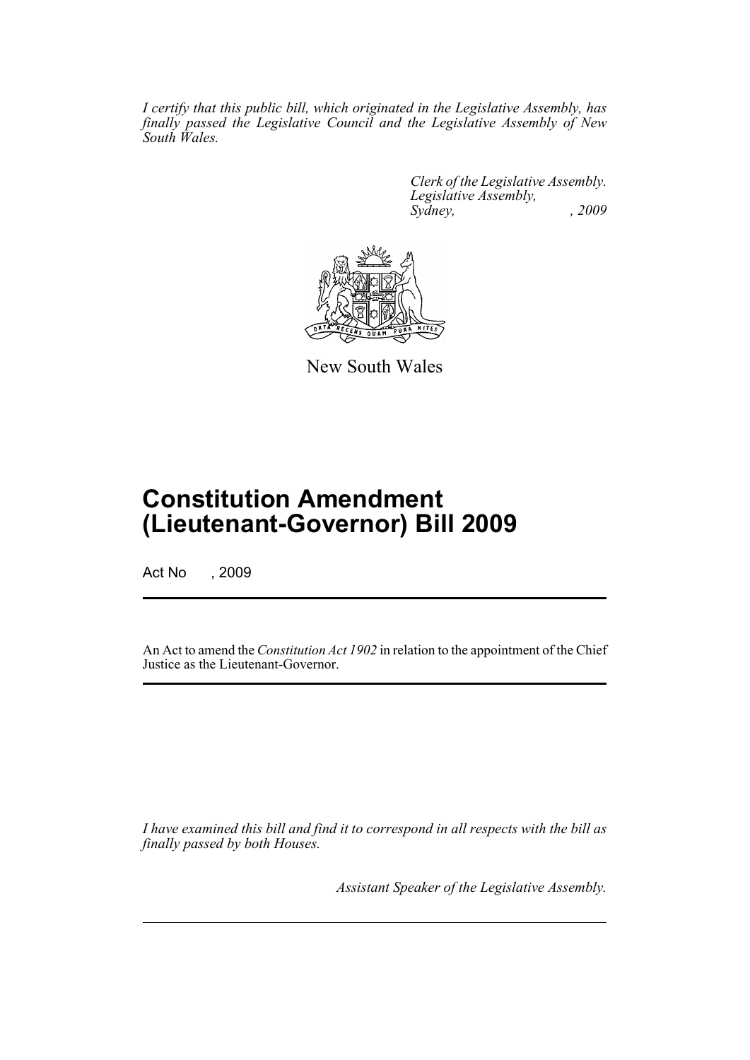*I certify that this public bill, which originated in the Legislative Assembly, has finally passed the Legislative Council and the Legislative Assembly of New South Wales.*

*Clerk of the Legislative Assembly.*
*Legislative Assembly,*
*Sydney, , 2009*

New South Wales

# Constitution Amendment (Lieutenant-Governor) Bill 2009

Act No , 2009

An Act to amend the *Constitution Act 1902* in relation to the appointment of the Chief Justice as the Lieutenant-Governor.

*I have examined this bill and find it to correspond in all respects with the bill as finally passed by both Houses.*

*Assistant Speaker of the Legislative Assembly.*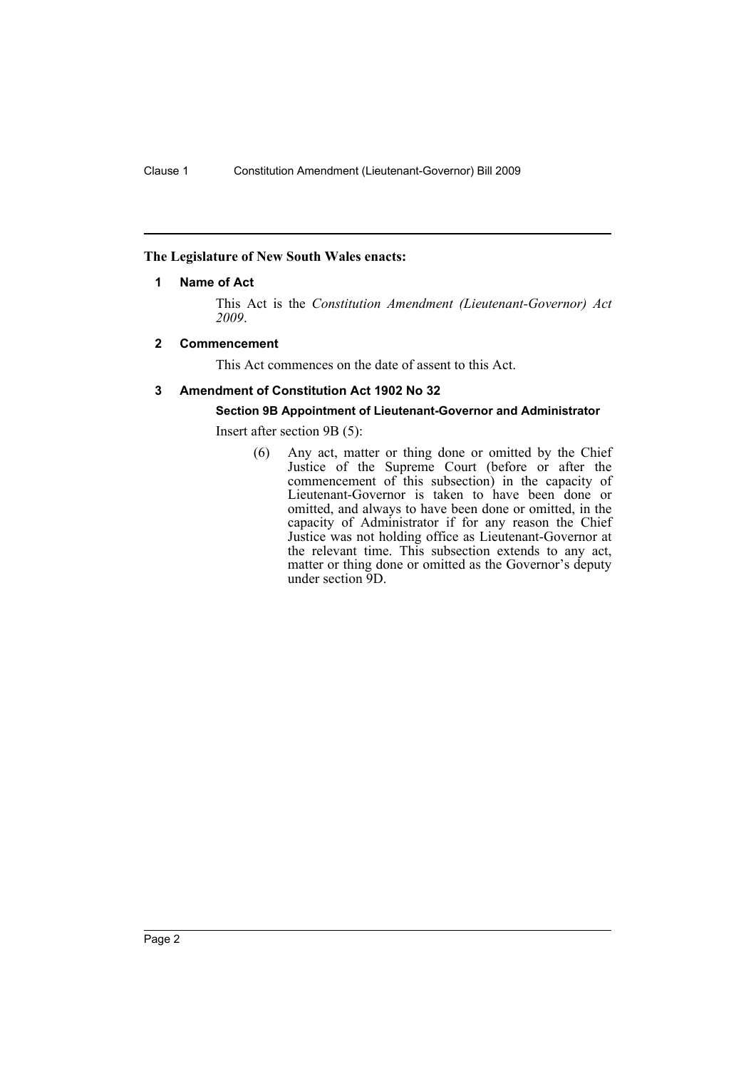**The Legislature of New South Wales enacts:**

## 1 Name of Act

This Act is the *Constitution Amendment (Lieutenant-Governor) Act 2009*.

## 2 Commencement

This Act commences on the date of assent to this Act.

## 3 Amendment of Constitution Act 1902 No 32

### Section 9B Appointment of Lieutenant-Governor and Administrator

Insert after section 9B (5):

(6) Any act, matter or thing done or omitted by the Chief Justice of the Supreme Court (before or after the commencement of this subsection) in the capacity of Lieutenant-Governor is taken to have been done or omitted, and always to have been done or omitted, in the capacity of Administrator if for any reason the Chief Justice was not holding office as Lieutenant-Governor at the relevant time. This subsection extends to any act, matter or thing done or omitted as the Governor's deputy under section 9D.